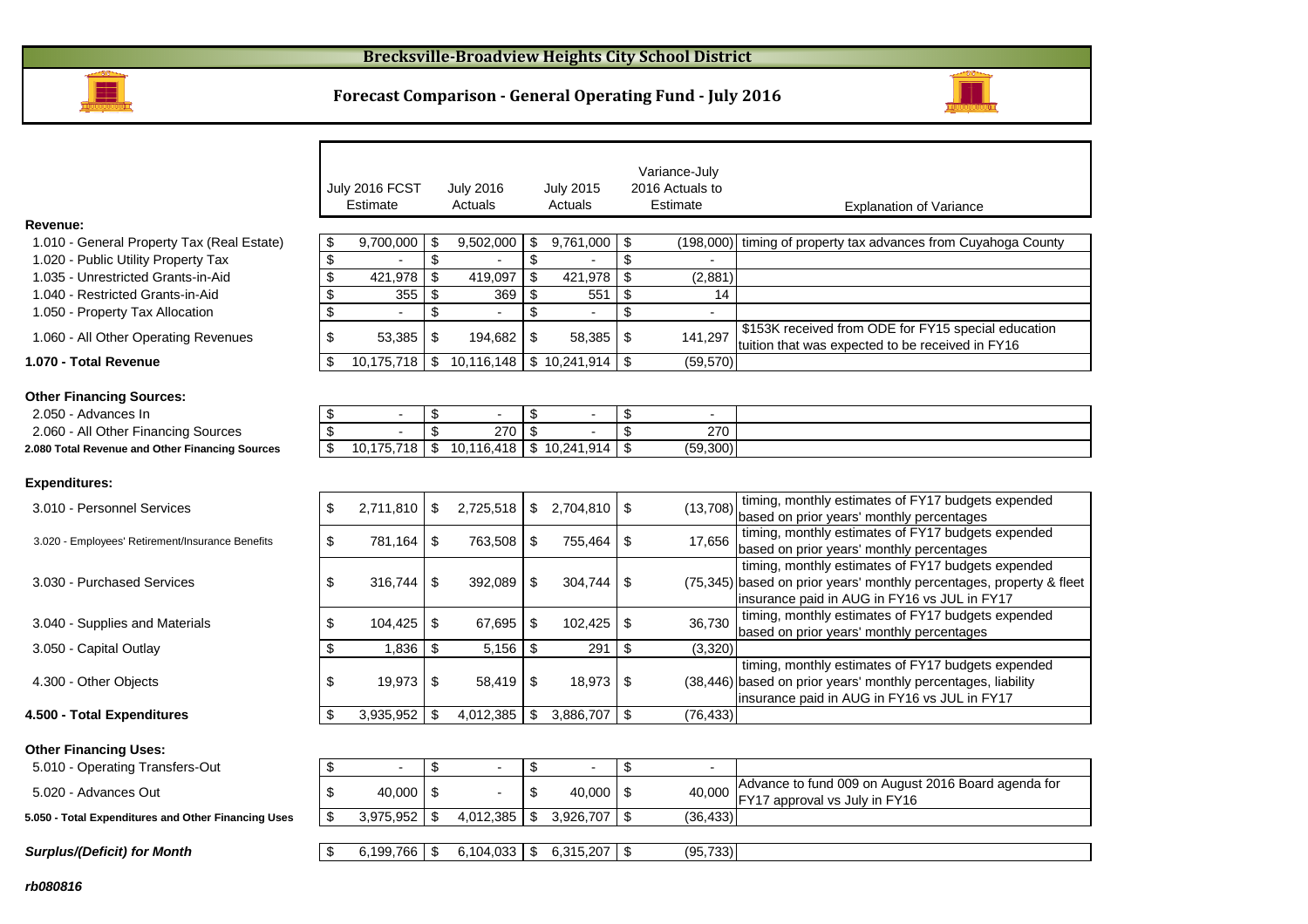# Brecksville-Broadview Heights City School District

## Forecast Comparison - General Operating Fund - July 2016

| | July 2016 FCST Estimate | July 2016 Actuals | July 2015 Actuals | Variance-July 2016 Actuals to Estimate | Explanation of Variance |
|---|---|---|---|---|---|
| **Revenue:** | | | | | |
| 1.010 - General Property Tax (Real Estate) | $ 9,700,000 | $ 9,502,000 | $ 9,761,000 | $ (198,000) | timing of property tax advances from Cuyahoga County |
| 1.020 - Public Utility Property Tax | $ - | $ - | $ - | $ - | |
| 1.035 - Unrestricted Grants-in-Aid | $ 421,978 | $ 419,097 | $ 421,978 | $ (2,881) | |
| 1.040 - Restricted Grants-in-Aid | $ 355 | $ 369 | $ 551 | $ 14 | |
| 1.050 - Property Tax Allocation | $ - | $ - | $ - | $ - | |
| 1.060 - All Other Operating Revenues | $ 53,385 | $ 194,682 | $ 58,385 | $ 141,297 | $153K received from ODE for FY15 special education tuition that was expected to be received in FY16 |
| **1.070 - Total Revenue** | $ 10,175,718 | $ 10,116,148 | $ 10,241,914 | $ (59,570) | |
| **Other Financing Sources:** | | | | | |
| 2.050 - Advances In | $ - | $ - | $ - | $ - | |
| 2.060 - All Other Financing Sources | $ - | $ 270 | $ - | $ 270 | |
| **2.080 Total Revenue and Other Financing Sources** | $ 10,175,718 | $ 10,116,418 | $ 10,241,914 | $ (59,300) | |
| **Expenditures:** | | | | | |
| 3.010 - Personnel Services | $ 2,711,810 | $ 2,725,518 | $ 2,704,810 | $ (13,708) | timing, monthly estimates of FY17 budgets expended based on prior years' monthly percentages |
| 3.020 - Employees' Retirement/Insurance Benefits | $ 781,164 | $ 763,508 | $ 755,464 | $ 17,656 | timing, monthly estimates of FY17 budgets expended based on prior years' monthly percentages |
| 3.030 - Purchased Services | $ 316,744 | $ 392,089 | $ 304,744 | $ (75,345) | timing, monthly estimates of FY17 budgets expended based on prior years' monthly percentages, property & fleet insurance paid in AUG in FY16 vs JUL in FY17 |
| 3.040 - Supplies and Materials | $ 104,425 | $ 67,695 | $ 102,425 | $ 36,730 | timing, monthly estimates of FY17 budgets expended based on prior years' monthly percentages |
| 3.050 - Capital Outlay | $ 1,836 | $ 5,156 | $ 291 | $ (3,320) | |
| 4.300 - Other Objects | $ 19,973 | $ 58,419 | $ 18,973 | $ (38,446) | timing, monthly estimates of FY17 budgets expended based on prior years' monthly percentages, liability insurance paid in AUG in FY16 vs JUL in FY17 |
| **4.500 - Total Expenditures** | $ 3,935,952 | $ 4,012,385 | $ 3,886,707 | $ (76,433) | |
| **Other Financing Uses:** | | | | | |
| 5.010 - Operating Transfers-Out | $ - | $ - | $ - | $ - | |
| 5.020 - Advances Out | $ 40,000 | $ - | $ 40,000 | $ 40,000 | Advance to fund 009 on August 2016 Board agenda for FY17 approval vs July in FY16 |
| **5.050 - Total Expenditures and Other Financing Uses** | $ 3,975,952 | $ 4,012,385 | $ 3,926,707 | $ (36,433) | |
| ***Surplus/(Deficit) for Month*** | $ 6,199,766 | $ 6,104,033 | $ 6,315,207 | $ (95,733) | |

*rb080816*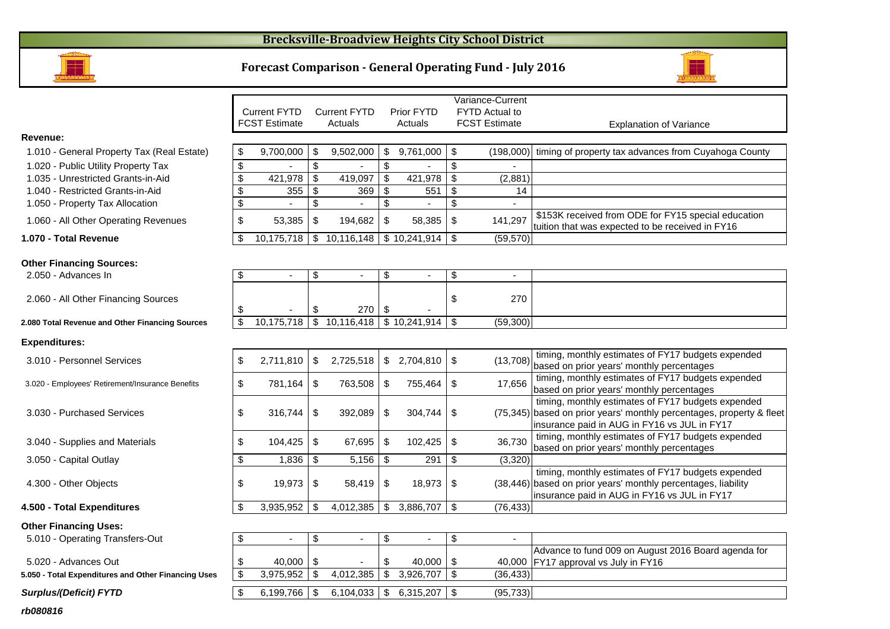# Brecksville-Broadview Heights City School District

## Forecast Comparison - General Operating Fund - July 2016

| | Current FYTD FCST Estimate | Current FYTD Actuals | Prior FYTD Actuals | Variance-Current FYTD Actual to FCST Estimate | Explanation of Variance |
|---|---|---|---|---|---|
| **Revenue:** | | | | | |
| 1.010 - General Property Tax (Real Estate) | $ 9,700,000 | $ 9,502,000 | $ 9,761,000 | $ (198,000) | timing of property tax advances from Cuyahoga County |
| 1.020 - Public Utility Property Tax | $ - | $ - | $ - | $ - | |
| 1.035 - Unrestricted Grants-in-Aid | $ 421,978 | $ 419,097 | $ 421,978 | $ (2,881) | |
| 1.040 - Restricted Grants-in-Aid | $ 355 | $ 369 | $ 551 | $ 14 | |
| 1.050 - Property Tax Allocation | $ - | $ - | $ - | $ - | |
| 1.060 - All Other Operating Revenues | $ 53,385 | $ 194,682 | $ 58,385 | $ 141,297 | $153K received from ODE for FY15 special education tuition that was expected to be received in FY16 |
| **1.070 - Total Revenue** | $ 10,175,718 | $ 10,116,148 | $ 10,241,914 | $ (59,570) | |
| **Other Financing Sources:** | | | | | |
| 2.050 - Advances In | $ - | $ - | $ - | $ - | |
| 2.060 - All Other Financing Sources | $ - | $ 270 | $ - | $ 270 | |
| **2.080 Total Revenue and Other Financing Sources** | $ 10,175,718 | $ 10,116,418 | $ 10,241,914 | $ (59,300) | |
| **Expenditures:** | | | | | |
| 3.010 - Personnel Services | $ 2,711,810 | $ 2,725,518 | $ 2,704,810 | $ (13,708) | timing, monthly estimates of FY17 budgets expended based on prior years' monthly percentages |
| 3.020 - Employees' Retirement/Insurance Benefits | $ 781,164 | $ 763,508 | $ 755,464 | $ 17,656 | timing, monthly estimates of FY17 budgets expended based on prior years' monthly percentages |
| 3.030 - Purchased Services | $ 316,744 | $ 392,089 | $ 304,744 | $ (75,345) | timing, monthly estimates of FY17 budgets expended based on prior years' monthly percentages, property & fleet insurance paid in AUG in FY16 vs JUL in FY17 |
| 3.040 - Supplies and Materials | $ 104,425 | $ 67,695 | $ 102,425 | $ 36,730 | timing, monthly estimates of FY17 budgets expended based on prior years' monthly percentages |
| 3.050 - Capital Outlay | $ 1,836 | $ 5,156 | $ 291 | $ (3,320) | |
| 4.300 - Other Objects | $ 19,973 | $ 58,419 | $ 18,973 | $ (38,446) | timing, monthly estimates of FY17 budgets expended based on prior years' monthly percentages, liability insurance paid in AUG in FY16 vs JUL in FY17 |
| **4.500 - Total Expenditures** | $ 3,935,952 | $ 4,012,385 | $ 3,886,707 | $ (76,433) | |
| **Other Financing Uses:** | | | | | |
| 5.010 - Operating Transfers-Out | $ - | $ - | $ - | $ - | |
| 5.020 - Advances Out | $ 40,000 | $ - | $ 40,000 | $ 40,000 | Advance to fund 009 on August 2016 Board agenda for FY17 approval vs July in FY16 |
| **5.050 - Total Expenditures and Other Financing Uses** | $ 3,975,952 | $ 4,012,385 | $ 3,926,707 | $ (36,433) | |
| ***Surplus/(Deficit) FYTD*** | $ 6,199,766 | $ 6,104,033 | $ 6,315,207 | $ (95,733) | |

***rb080816***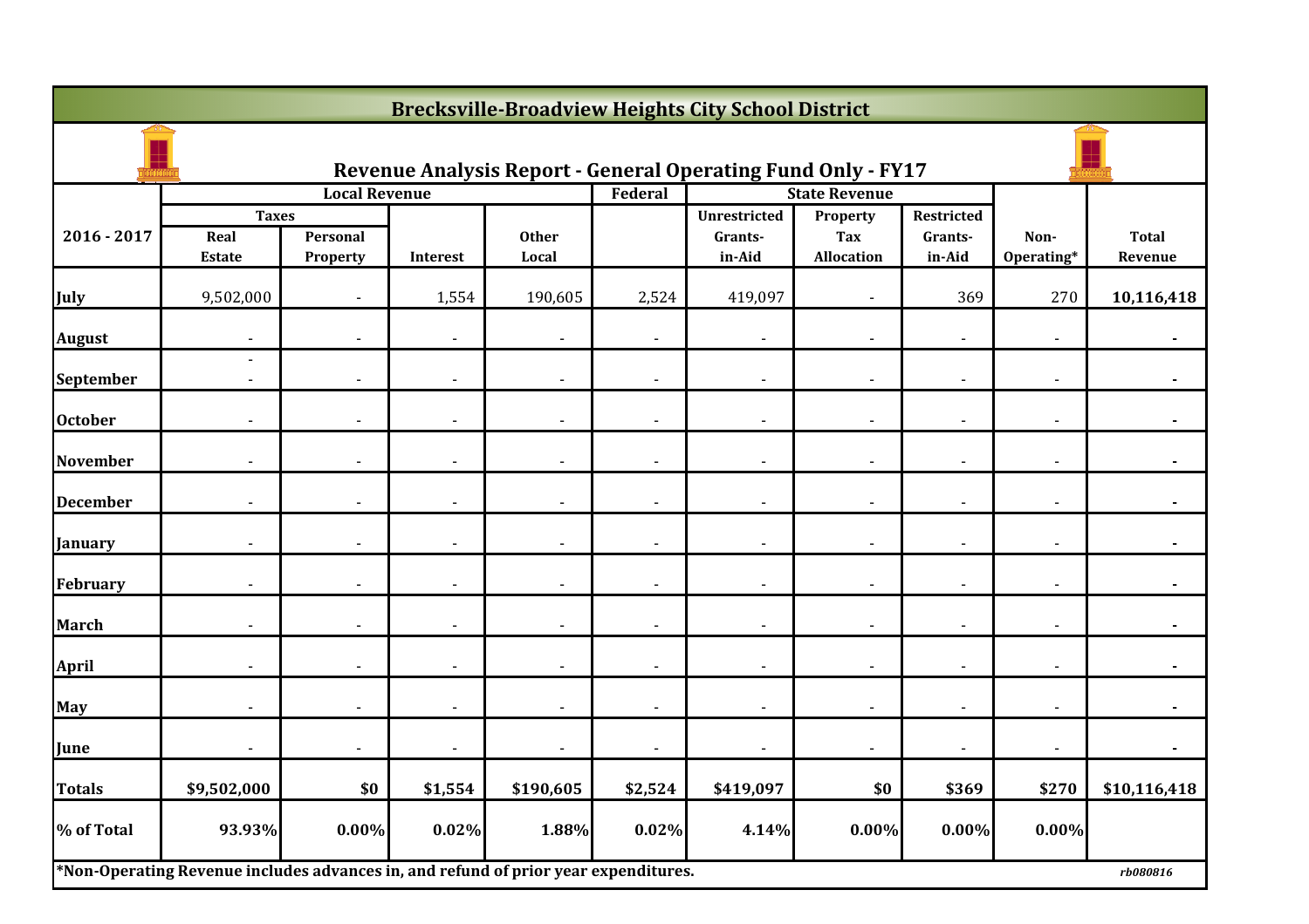# Brecksville-Broadview Heights City School District

## Revenue Analysis Report - General Operating Fund Only - FY17

| 2016 - 2017 | Local Revenue | | | | Federal | State Revenue | | | Non-Operating* | Total Revenue |
|---|---|---|---|---|---|---|---|---|---|---|
| | Taxes | | | | | | | | | |
| | Real Estate | Personal Property | Interest | Other Local | | Unrestricted Grants-in-Aid | Property Tax Allocation | Restricted Grants-in-Aid | | |
| July | 9,502,000 | - | 1,554 | 190,605 | 2,524 | 419,097 | - | 369 | 270 | **10,116,418** |
| August | - | - | - | - | - | - | - | - | - | - |
| September | - - | - | - | - | - | - | - | - | - | - |
| October | - | - | - | - | - | - | - | - | - | - |
| November | - | - | - | - | - | - | - | - | - | - |
| December | - | - | - | - | - | - | - | - | - | - |
| January | - | - | - | - | - | - | - | - | - | - |
| February | - | - | - | - | - | - | - | - | - | - |
| March | - | - | - | - | - | - | - | - | - | - |
| April | - | - | - | - | - | - | - | - | - | - |
| May | - | - | - | - | - | - | - | - | - | - |
| June | - | - | - | - | - | - | - | - | - | - |
| **Totals** | **$9,502,000** | **$0** | **$1,554** | **$190,605** | **$2,524** | **$419,097** | **$0** | **$369** | **$270** | **$10,116,418** |
| **% of Total** | **93.93%** | **0.00%** | **0.02%** | **1.88%** | **0.02%** | **4.14%** | **0.00%** | **0.00%** | **0.00%** | |

**\*Non-Operating Revenue includes advances in, and refund of prior year expenditures.**

*rb080816*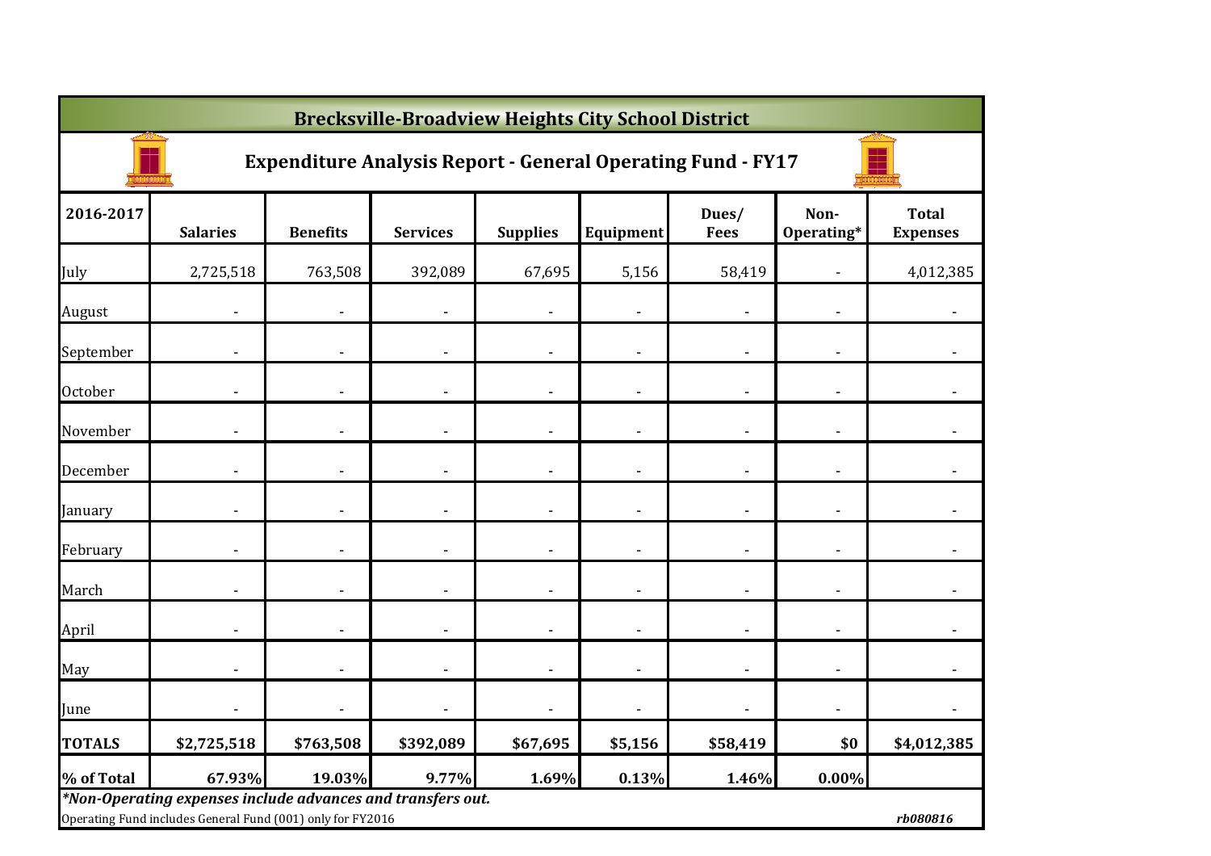## Brecksville-Broadview Heights City School District

### Expenditure Analysis Report - General Operating Fund - FY17

| 2016-2017 | Salaries | Benefits | Services | Supplies | Equipment | Dues/ Fees | Non-Operating* | Total Expenses |
|---|---|---|---|---|---|---|---|---|
| July | 2,725,518 | 763,508 | 392,089 | 67,695 | 5,156 | 58,419 | - | 4,012,385 |
| August | - | - | - | - | - | - | - | - |
| September | - | - | - | - | - | - | - | - |
| October | - | - | - | - | - | - | - | - |
| November | - | - | - | - | - | - | - | - |
| December | - | - | - | - | - | - | - | - |
| January | - | - | - | - | - | - | - | - |
| February | - | - | - | - | - | - | - | - |
| March | - | - | - | - | - | - | - | - |
| April | - | - | - | - | - | - | - | - |
| May | - | - | - | - | - | - | - | - |
| June | - | - | - | - | - | - | - | - |
| **TOTALS** | **$2,725,518** | **$763,508** | **$392,089** | **$67,695** | **$5,156** | **$58,419** | **$0** | **$4,012,385** |
| **% of Total** | **67.93%** | **19.03%** | **9.77%** | **1.69%** | **0.13%** | **1.46%** | **0.00%** | |

***Non-Operating expenses include advances and transfers out.***

Operating Fund includes General Fund (001) only for FY2016

*rb080816*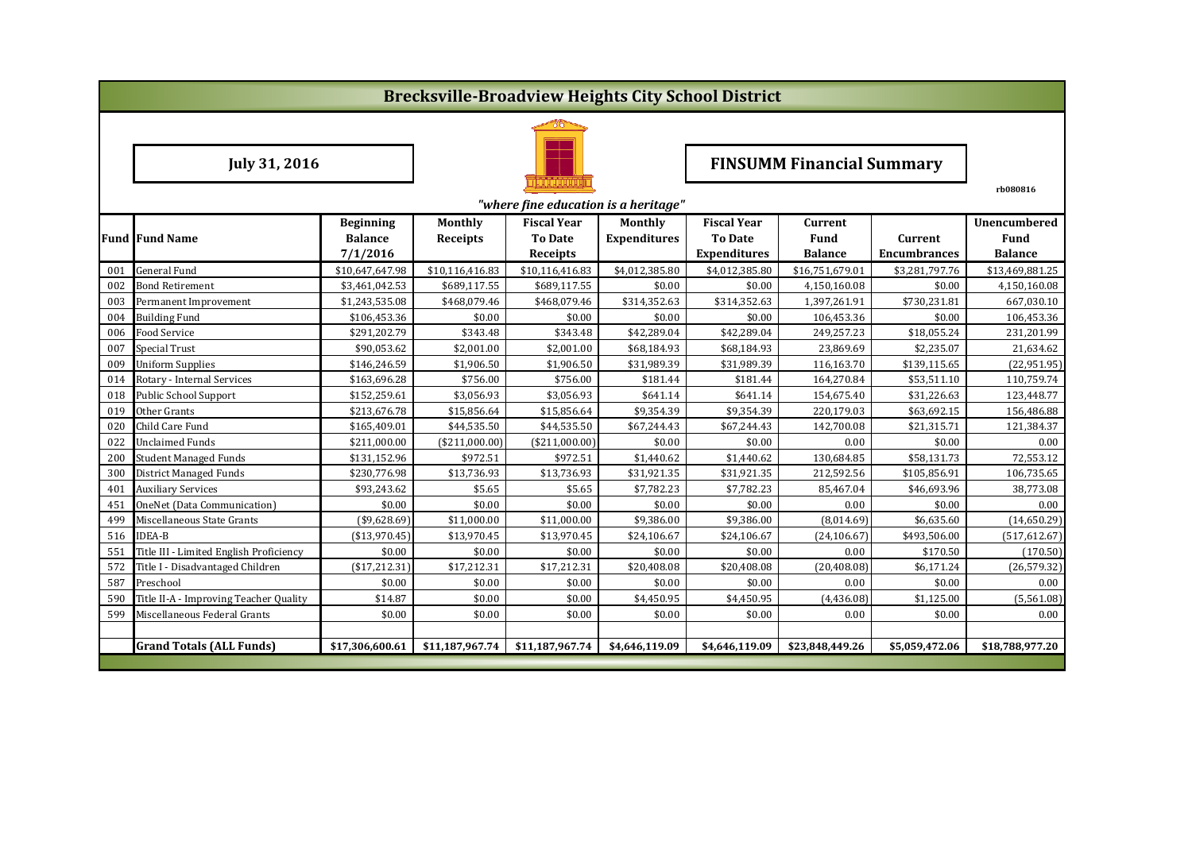# Brecksville-Broadview Heights City School District

**July 31, 2016**

**FINSUMM Financial Summary**

rb080816

*"where fine education is a heritage"*

| Fund | Fund Name | Beginning Balance 7/1/2016 | Monthly Receipts | Fiscal Year To Date Receipts | Monthly Expenditures | Fiscal Year To Date Expenditures | Current Fund Balance | Current Encumbrances | Unencumbered Fund Balance |
|---|---|---|---|---|---|---|---|---|---|
| 001 | General Fund | $10,647,647.98 | $10,116,416.83 | $10,116,416.83 | $4,012,385.80 | $4,012,385.80 | $16,751,679.01 | $3,281,797.76 | $13,469,881.25 |
| 002 | Bond Retirement | $3,461,042.53 | $689,117.55 | $689,117.55 | $0.00 | $0.00 | 4,150,160.08 | $0.00 | 4,150,160.08 |
| 003 | Permanent Improvement | $1,243,535.08 | $468,079.46 | $468,079.46 | $314,352.63 | $314,352.63 | 1,397,261.91 | $730,231.81 | 667,030.10 |
| 004 | Building Fund | $106,453.36 | $0.00 | $0.00 | $0.00 | $0.00 | 106,453.36 | $0.00 | 106,453.36 |
| 006 | Food Service | $291,202.79 | $343.48 | $343.48 | $42,289.04 | $42,289.04 | 249,257.23 | $18,055.24 | 231,201.99 |
| 007 | Special Trust | $90,053.62 | $2,001.00 | $2,001.00 | $68,184.93 | $68,184.93 | 23,869.69 | $2,235.07 | 21,634.62 |
| 009 | Uniform Supplies | $146,246.59 | $1,906.50 | $1,906.50 | $31,989.39 | $31,989.39 | 116,163.70 | $139,115.65 | (22,951.95) |
| 014 | Rotary - Internal Services | $163,696.28 | $756.00 | $756.00 | $181.44 | $181.44 | 164,270.84 | $53,511.10 | 110,759.74 |
| 018 | Public School Support | $152,259.61 | $3,056.93 | $3,056.93 | $641.14 | $641.14 | 154,675.40 | $31,226.63 | 123,448.77 |
| 019 | Other Grants | $213,676.78 | $15,856.64 | $15,856.64 | $9,354.39 | $9,354.39 | 220,179.03 | $63,692.15 | 156,486.88 |
| 020 | Child Care Fund | $165,409.01 | $44,535.50 | $44,535.50 | $67,244.43 | $67,244.43 | 142,700.08 | $21,315.71 | 121,384.37 |
| 022 | Unclaimed Funds | $211,000.00 | ($211,000.00) | ($211,000.00) | $0.00 | $0.00 | 0.00 | $0.00 | 0.00 |
| 200 | Student Managed Funds | $131,152.96 | $972.51 | $972.51 | $1,440.62 | $1,440.62 | 130,684.85 | $58,131.73 | 72,553.12 |
| 300 | District Managed Funds | $230,776.98 | $13,736.93 | $13,736.93 | $31,921.35 | $31,921.35 | 212,592.56 | $105,856.91 | 106,735.65 |
| 401 | Auxiliary Services | $93,243.62 | $5.65 | $5.65 | $7,782.23 | $7,782.23 | 85,467.04 | $46,693.96 | 38,773.08 |
| 451 | OneNet (Data Communication) | $0.00 | $0.00 | $0.00 | $0.00 | $0.00 | 0.00 | $0.00 | 0.00 |
| 499 | Miscellaneous State Grants | ($9,628.69) | $11,000.00 | $11,000.00 | $9,386.00 | $9,386.00 | (8,014.69) | $6,635.60 | (14,650.29) |
| 516 | IDEA-B | ($13,970.45) | $13,970.45 | $13,970.45 | $24,106.67 | $24,106.67 | (24,106.67) | $493,506.00 | (517,612.67) |
| 551 | Title III - Limited English Proficiency | $0.00 | $0.00 | $0.00 | $0.00 | $0.00 | 0.00 | $170.50 | (170.50) |
| 572 | Title I - Disadvantaged Children | ($17,212.31) | $17,212.31 | $17,212.31 | $20,408.08 | $20,408.08 | (20,408.08) | $6,171.24 | (26,579.32) |
| 587 | Preschool | $0.00 | $0.00 | $0.00 | $0.00 | $0.00 | 0.00 | $0.00 | 0.00 |
| 590 | Title II-A - Improving Teacher Quality | $14.87 | $0.00 | $0.00 | $4,450.95 | $4,450.95 | (4,436.08) | $1,125.00 | (5,561.08) |
| 599 | Miscellaneous Federal Grants | $0.00 | $0.00 | $0.00 | $0.00 | $0.00 | 0.00 | $0.00 | 0.00 |
| | **Grand Totals (ALL Funds)** | **$17,306,600.61** | **$11,187,967.74** | **$11,187,967.74** | **$4,646,119.09** | **$4,646,119.09** | **$23,848,449.26** | **$5,059,472.06** | **$18,788,977.20** |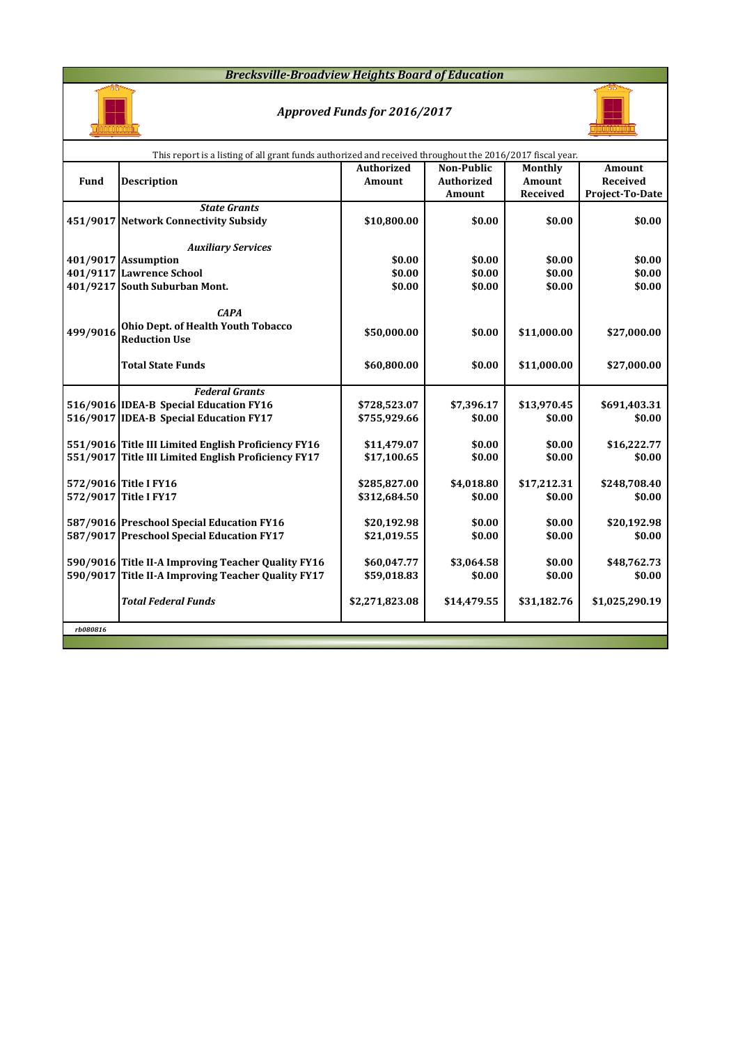# Brecksville-Broadview Heights Board of Education

## *Approved Funds for 2016/2017*

This report is a listing of all grant funds authorized and received throughout the 2016/2017 fiscal year.

| Fund | Description | Authorized Amount | Non-Public Authorized Amount | Monthly Amount Received | Amount Received Project-To-Date |
|---|---|---|---|---|---|
| | ***State Grants*** | | | | |
| 451/9017 | **Network Connectivity Subsidy** | **$10,800.00** | **$0.00** | **$0.00** | **$0.00** |
| | ***Auxiliary Services*** | | | | |
| 401/9017 | **Assumption** | **$0.00** | **$0.00** | **$0.00** | **$0.00** |
| 401/9117 | **Lawrence School** | **$0.00** | **$0.00** | **$0.00** | **$0.00** |
| 401/9217 | **South Suburban Mont.** | **$0.00** | **$0.00** | **$0.00** | **$0.00** |
| | ***CAPA*** | | | | |
| 499/9016 | **Ohio Dept. of Health Youth Tobacco Reduction Use** | **$50,000.00** | **$0.00** | **$11,000.00** | **$27,000.00** |
| | **Total State Funds** | **$60,800.00** | **$0.00** | **$11,000.00** | **$27,000.00** |
| | ***Federal Grants*** | | | | |
| 516/9016 | **IDEA-B Special Education FY16** | **$728,523.07** | **$7,396.17** | **$13,970.45** | **$691,403.31** |
| 516/9017 | **IDEA-B Special Education FY17** | **$755,929.66** | **$0.00** | **$0.00** | **$0.00** |
| 551/9016 | **Title III Limited English Proficiency FY16** | **$11,479.07** | **$0.00** | **$0.00** | **$16,222.77** |
| 551/9017 | **Title III Limited English Proficiency FY17** | **$17,100.65** | **$0.00** | **$0.00** | **$0.00** |
| 572/9016 | **Title I FY16** | **$285,827.00** | **$4,018.80** | **$17,212.31** | **$248,708.40** |
| 572/9017 | **Title I FY17** | **$312,684.50** | **$0.00** | **$0.00** | **$0.00** |
| 587/9016 | **Preschool Special Education FY16** | **$20,192.98** | **$0.00** | **$0.00** | **$20,192.98** |
| 587/9017 | **Preschool Special Education FY17** | **$21,019.55** | **$0.00** | **$0.00** | **$0.00** |
| 590/9016 | **Title II-A Improving Teacher Quality FY16** | **$60,047.77** | **$3,064.58** | **$0.00** | **$48,762.73** |
| 590/9017 | **Title II-A Improving Teacher Quality FY17** | **$59,018.83** | **$0.00** | **$0.00** | **$0.00** |
| | ***Total Federal Funds*** | **$2,271,823.08** | **$14,479.55** | **$31,182.76** | **$1,025,290.19** |

*rb080816*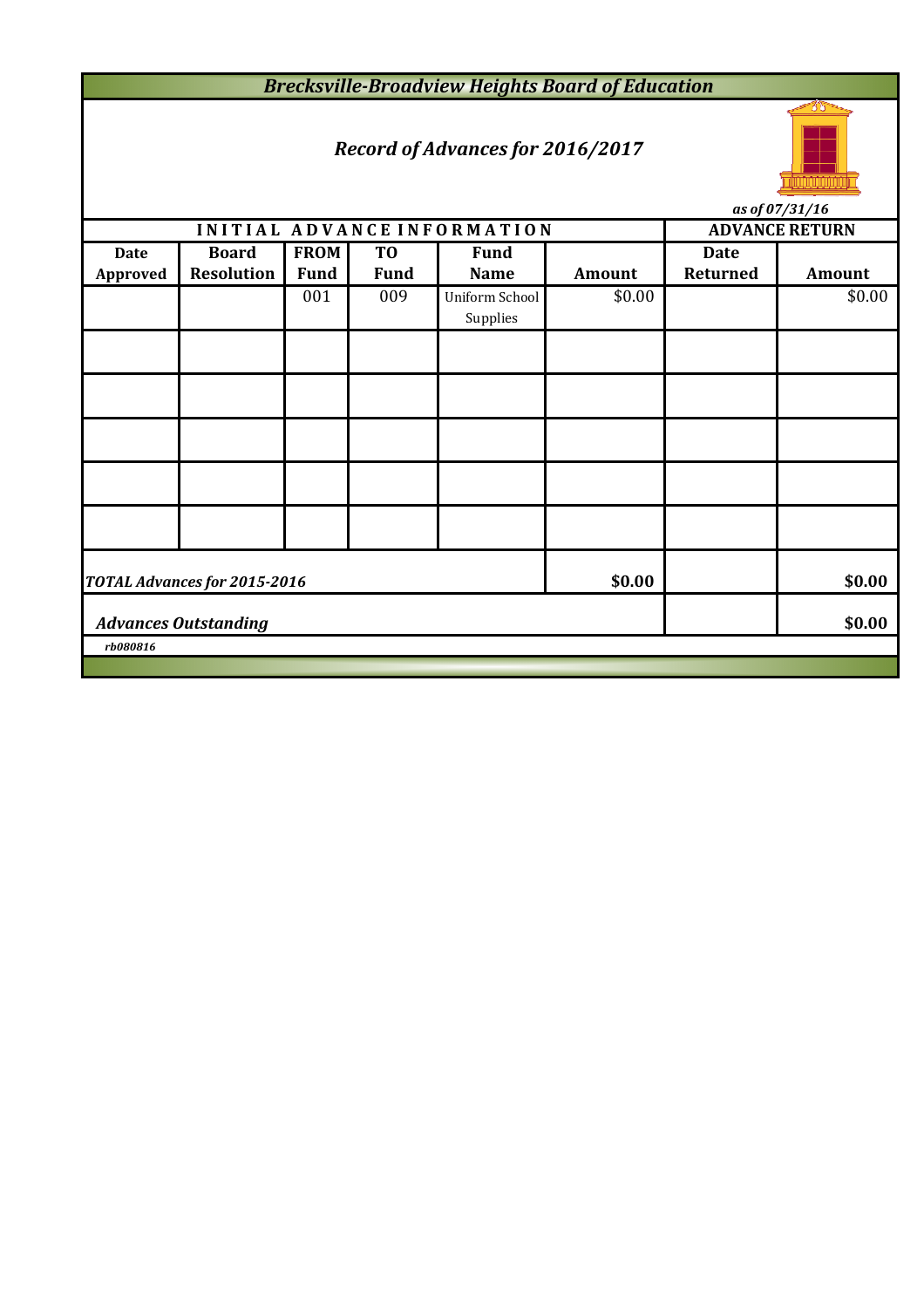# *Brecksville-Broadview Heights Board of Education*

## *Record of Advances for 2016/2017*

*as of 07/31/16*

| INITIAL ADVANCE INFORMATION | | | | | | ADVANCE RETURN | |
|---|---|---|---|---|---|---|---|
| Date Approved | Board Resolution | FROM Fund | TO Fund | Fund Name | Amount | Date Returned | Amount |
| | | 001 | 009 | Uniform School Supplies | $0.00 | | $0.00 |
| | | | | | | | |
| | | | | | | | |
| | | | | | | | |
| | | | | | | | |
| | | | | | | | |
| ***TOTAL Advances for 2015-2016*** | | | | | **$0.00** | | **$0.00** |
| ***Advances Outstanding*** | | | | | | | **$0.00** |

*rb080816*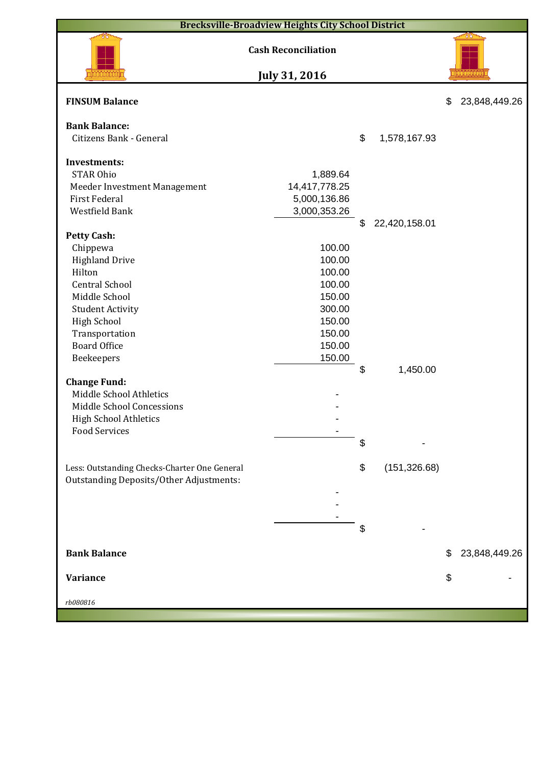**Brecksville-Broadview Heights City School District**

## Cash Reconciliation

## July 31, 2016

| | | | |
|---|---|---|---|
| **FINSUM Balance** | | | $ 23,848,449.26 |
| | | | |
| **Bank Balance:** | | | |
| Citizens Bank - General | | $ 1,578,167.93 | |
| | | | |
| **Investments:** | | | |
| STAR Ohio | 1,889.64 | | |
| Meeder Investment Management | 14,417,778.25 | | |
| First Federal | 5,000,136.86 | | |
| Westfield Bank | 3,000,353.26 | | |
| | | $ 22,420,158.01 | |
| **Petty Cash:** | | | |
| Chippewa | 100.00 | | |
| Highland Drive | 100.00 | | |
| Hilton | 100.00 | | |
| Central School | 100.00 | | |
| Middle School | 150.00 | | |
| Student Activity | 300.00 | | |
| High School | 150.00 | | |
| Transportation | 150.00 | | |
| Board Office | 150.00 | | |
| Beekeepers | 150.00 | | |
| | | $ 1,450.00 | |
| **Change Fund:** | | | |
| Middle School Athletics | - | | |
| Middle School Concessions | - | | |
| High School Athletics | - | | |
| Food Services | - | | |
| | | $ - | |
| | | | |
| Less: Outstanding Checks-Charter One General | | $ (151,326.68) | |
| Outstanding Deposits/Other Adjustments: | | | |
| | - | | |
| | - | | |
| | - | | |
| | | $ - | |
| | | | |
| **Bank Balance** | | | $ 23,848,449.26 |
| | | | |
| **Variance** | | | $ - |

*rb080816*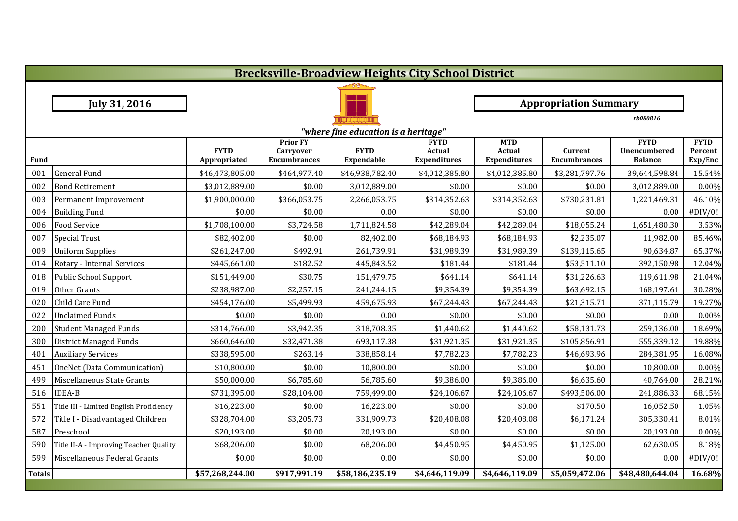# Brecksville-Broadview Heights City School District

**July 31, 2016**

**Appropriation Summary**

*rb080816*

*"where fine education is a heritage"*

| Fund | | FYTD Appropriated | Prior FY Carryover Encumbrances | FYTD Expendable | FYTD Actual Expenditures | MTD Actual Expenditures | Current Encumbrances | FYTD Unencumbered Balance | FYTD Percent Exp/Enc |
|---|---|---|---|---|---|---|---|---|---|
| 001 | General Fund | $46,473,805.00 | $464,977.40 | $46,938,782.40 | $4,012,385.80 | $4,012,385.80 | $3,281,797.76 | 39,644,598.84 | 15.54% |
| 002 | Bond Retirement | $3,012,889.00 | $0.00 | 3,012,889.00 | $0.00 | $0.00 | $0.00 | 3,012,889.00 | 0.00% |
| 003 | Permanent Improvement | $1,900,000.00 | $366,053.75 | 2,266,053.75 | $314,352.63 | $314,352.63 | $730,231.81 | 1,221,469.31 | 46.10% |
| 004 | Building Fund | $0.00 | $0.00 | 0.00 | $0.00 | $0.00 | $0.00 | 0.00 | #DIV/0! |
| 006 | Food Service | $1,708,100.00 | $3,724.58 | 1,711,824.58 | $42,289.04 | $42,289.04 | $18,055.24 | 1,651,480.30 | 3.53% |
| 007 | Special Trust | $82,402.00 | $0.00 | 82,402.00 | $68,184.93 | $68,184.93 | $2,235.07 | 11,982.00 | 85.46% |
| 009 | Uniform Supplies | $261,247.00 | $492.91 | 261,739.91 | $31,989.39 | $31,989.39 | $139,115.65 | 90,634.87 | 65.37% |
| 014 | Rotary - Internal Services | $445,661.00 | $182.52 | 445,843.52 | $181.44 | $181.44 | $53,511.10 | 392,150.98 | 12.04% |
| 018 | Public School Support | $151,449.00 | $30.75 | 151,479.75 | $641.14 | $641.14 | $31,226.63 | 119,611.98 | 21.04% |
| 019 | Other Grants | $238,987.00 | $2,257.15 | 241,244.15 | $9,354.39 | $9,354.39 | $63,692.15 | 168,197.61 | 30.28% |
| 020 | Child Care Fund | $454,176.00 | $5,499.93 | 459,675.93 | $67,244.43 | $67,244.43 | $21,315.71 | 371,115.79 | 19.27% |
| 022 | Unclaimed Funds | $0.00 | $0.00 | 0.00 | $0.00 | $0.00 | $0.00 | 0.00 | 0.00% |
| 200 | Student Managed Funds | $314,766.00 | $3,942.35 | 318,708.35 | $1,440.62 | $1,440.62 | $58,131.73 | 259,136.00 | 18.69% |
| 300 | District Managed Funds | $660,646.00 | $32,471.38 | 693,117.38 | $31,921.35 | $31,921.35 | $105,856.91 | 555,339.12 | 19.88% |
| 401 | Auxiliary Services | $338,595.00 | $263.14 | 338,858.14 | $7,782.23 | $7,782.23 | $46,693.96 | 284,381.95 | 16.08% |
| 451 | OneNet (Data Communication) | $10,800.00 | $0.00 | 10,800.00 | $0.00 | $0.00 | $0.00 | 10,800.00 | 0.00% |
| 499 | Miscellaneous State Grants | $50,000.00 | $6,785.60 | 56,785.60 | $9,386.00 | $9,386.00 | $6,635.60 | 40,764.00 | 28.21% |
| 516 | IDEA-B | $731,395.00 | $28,104.00 | 759,499.00 | $24,106.67 | $24,106.67 | $493,506.00 | 241,886.33 | 68.15% |
| 551 | Title III - Limited English Proficiency | $16,223.00 | $0.00 | 16,223.00 | $0.00 | $0.00 | $170.50 | 16,052.50 | 1.05% |
| 572 | Title I - Disadvantaged Children | $328,704.00 | $3,205.73 | 331,909.73 | $20,408.08 | $20,408.08 | $6,171.24 | 305,330.41 | 8.01% |
| 587 | Preschool | $20,193.00 | $0.00 | 20,193.00 | $0.00 | $0.00 | $0.00 | 20,193.00 | 0.00% |
| 590 | Title II-A - Improving Teacher Quality | $68,206.00 | $0.00 | 68,206.00 | $4,450.95 | $4,450.95 | $1,125.00 | 62,630.05 | 8.18% |
| 599 | Miscellaneous Federal Grants | $0.00 | $0.00 | 0.00 | $0.00 | $0.00 | $0.00 | 0.00 | #DIV/0! |
| **Totals** | | **$57,268,244.00** | **$917,991.19** | **$58,186,235.19** | **$4,646,119.09** | **$4,646,119.09** | **$5,059,472.06** | **$48,480,644.04** | **16.68%** |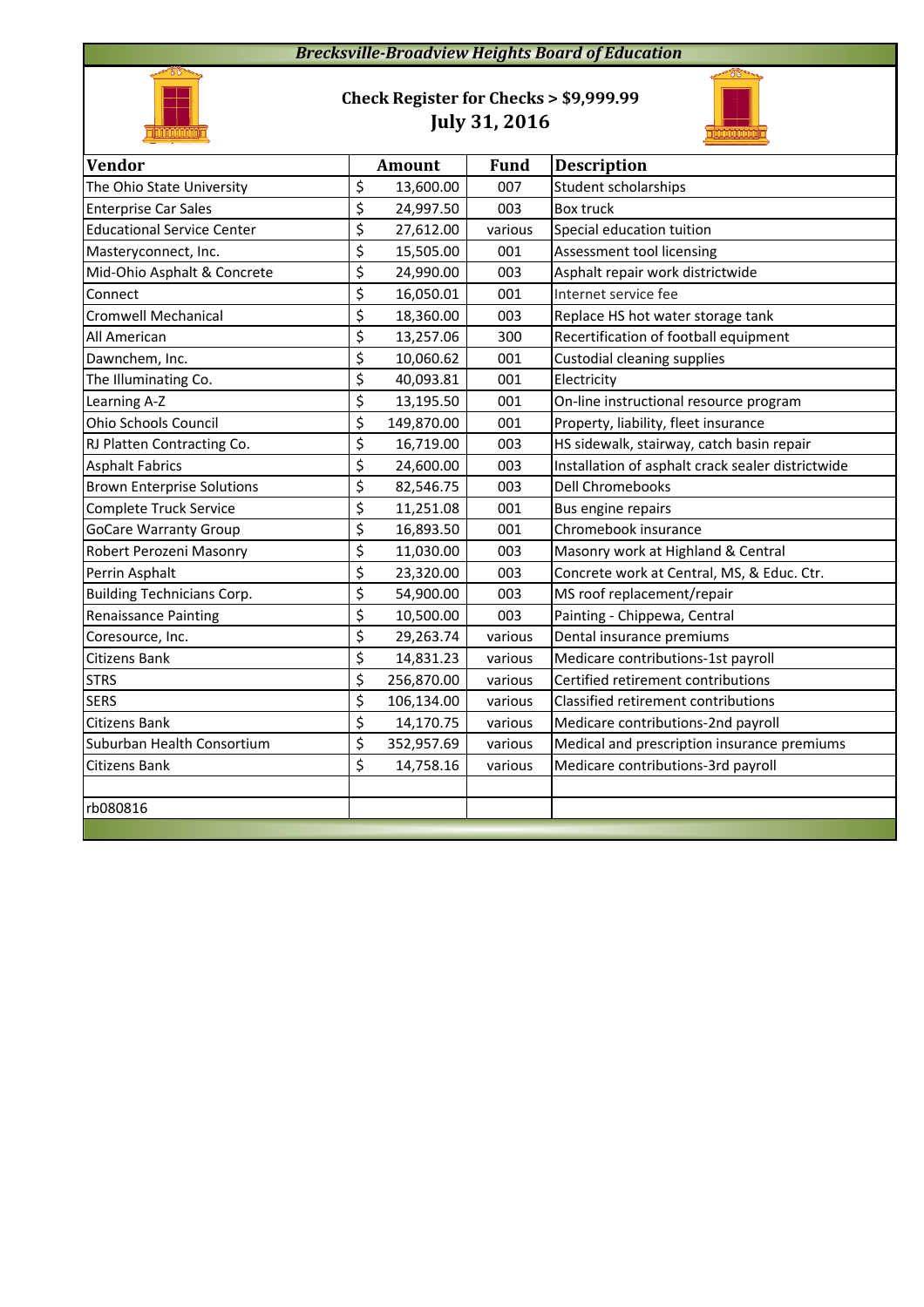***Brecksville-Broadview Heights Board of Education***

**Check Register for Checks > $9,999.99**

**July 31, 2016**

| Vendor | Amount | Fund | Description |
|---|---|---|---|
| The Ohio State University | $ 13,600.00 | 007 | Student scholarships |
| Enterprise Car Sales | $ 24,997.50 | 003 | Box truck |
| Educational Service Center | $ 27,612.00 | various | Special education tuition |
| Masteryconnect, Inc. | $ 15,505.00 | 001 | Assessment tool licensing |
| Mid-Ohio Asphalt & Concrete | $ 24,990.00 | 003 | Asphalt repair work districtwide |
| Connect | $ 16,050.01 | 001 | Internet service fee |
| Cromwell Mechanical | $ 18,360.00 | 003 | Replace HS hot water storage tank |
| All American | $ 13,257.06 | 300 | Recertification of football equipment |
| Dawnchem, Inc. | $ 10,060.62 | 001 | Custodial cleaning supplies |
| The Illuminating Co. | $ 40,093.81 | 001 | Electricity |
| Learning A-Z | $ 13,195.50 | 001 | On-line instructional resource program |
| Ohio Schools Council | $ 149,870.00 | 001 | Property, liability, fleet insurance |
| RJ Platten Contracting Co. | $ 16,719.00 | 003 | HS sidewalk, stairway, catch basin repair |
| Asphalt Fabrics | $ 24,600.00 | 003 | Installation of asphalt crack sealer districtwide |
| Brown Enterprise Solutions | $ 82,546.75 | 003 | Dell Chromebooks |
| Complete Truck Service | $ 11,251.08 | 001 | Bus engine repairs |
| GoCare Warranty Group | $ 16,893.50 | 001 | Chromebook insurance |
| Robert Perozeni Masonry | $ 11,030.00 | 003 | Masonry work at Highland & Central |
| Perrin Asphalt | $ 23,320.00 | 003 | Concrete work at Central, MS, & Educ. Ctr. |
| Building Technicians Corp. | $ 54,900.00 | 003 | MS roof replacement/repair |
| Renaissance Painting | $ 10,500.00 | 003 | Painting - Chippewa, Central |
| Coresource, Inc. | $ 29,263.74 | various | Dental insurance premiums |
| Citizens Bank | $ 14,831.23 | various | Medicare contributions-1st payroll |
| STRS | $ 256,870.00 | various | Certified retirement contributions |
| SERS | $ 106,134.00 | various | Classified retirement contributions |
| Citizens Bank | $ 14,170.75 | various | Medicare contributions-2nd payroll |
| Suburban Health Consortium | $ 352,957.69 | various | Medical and prescription insurance premiums |
| Citizens Bank | $ 14,758.16 | various | Medicare contributions-3rd payroll |
| | | | |
| rb080816 | | | |